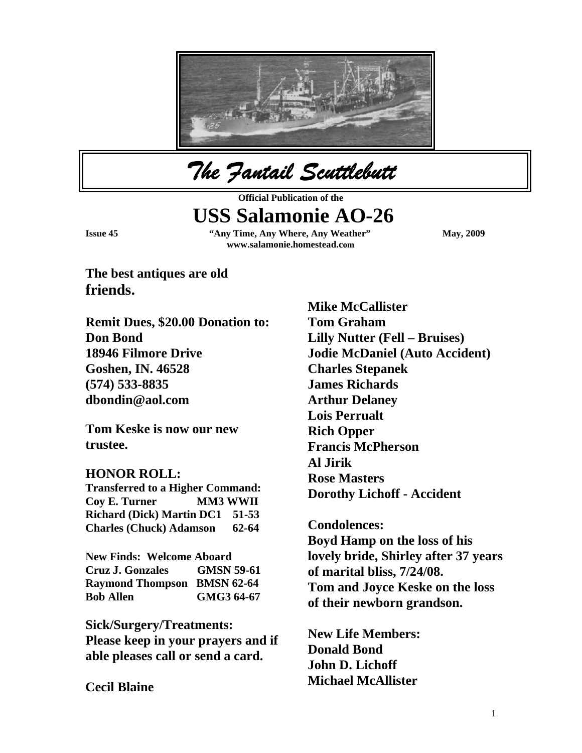# *The Fantail Scuttlebutt*

**Official Publication of the**

## USS Salamonie AO-26

**Issue 45** | **"Any Time, Any Where, Any Weather"** | **May, 2009**

**www.salamonie.homestead.com**

**The best antiques are old friends.**

**Remit Dues, $20.00 Donation to:**
**Don Bond**
**18946 Filmore Drive**
**Goshen, IN. 46528**
**(574) 533-8835**
**dbondin@aol.com**

**Tom Keske is now our new trustee.**

### HONOR ROLL:

**Transferred to a Higher Command:**

| | |
|---|---|
| **Coy E. Turner** | **MM3 WWII** |
| **Richard (Dick) Martin DC1** | **51-53** |
| **Charles (Chuck) Adamson** | **62-64** |

**New Finds: Welcome Aboard**

| | |
|---|---|
| **Cruz J. Gonzales** | **GMSN 59-61** |
| **Raymond Thompson** | **BMSN 62-64** |
| **Bob Allen** | **GMG3 64-67** |

**Sick/Surgery/Treatments:**
**Please keep in your prayers and if able pleases call or send a card.**

**Cecil Blaine**
**Mike McCallister**
**Tom Graham**
**Lilly Nutter (Fell – Bruises)**
**Jodie McDaniel (Auto Accident)**
**Charles Stepanek**
**James Richards**
**Arthur Delaney**
**Lois Perrualt**
**Rich Opper**
**Francis McPherson**
**Al Jirik**
**Rose Masters**
**Dorothy Lichoff - Accident**

**Condolences:**
**Boyd Hamp on the loss of his lovely bride, Shirley after 37 years of marital bliss, 7/24/08.**
**Tom and Joyce Keske on the loss of their newborn grandson.**

**New Life Members:**
**Donald Bond**
**John D. Lichoff**
**Michael McAllister**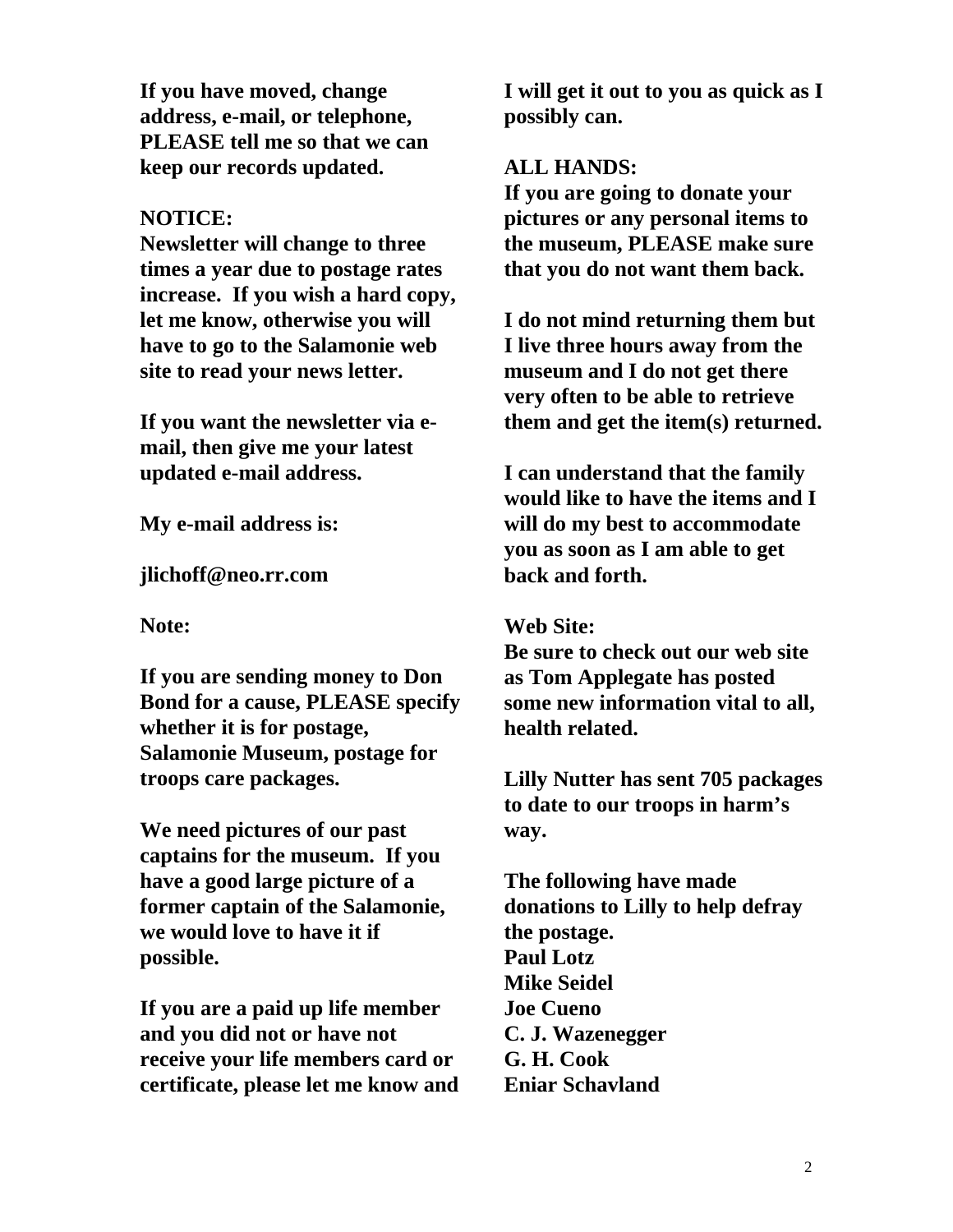**If you have moved, change address, e-mail, or telephone, PLEASE tell me so that we can keep our records updated.**

**NOTICE:**

**Newsletter will change to three times a year due to postage rates increase. If you wish a hard copy, let me know, otherwise you will have to go to the Salamonie web site to read your news letter.**

**If you want the newsletter via e-mail, then give me your latest updated e-mail address.**

**My e-mail address is:**

**jlichoff@neo.rr.com**

**Note:**

**If you are sending money to Don Bond for a cause, PLEASE specify whether it is for postage, Salamonie Museum, postage for troops care packages.**

**We need pictures of our past captains for the museum. If you have a good large picture of a former captain of the Salamonie, we would love to have it if possible.**

**If you are a paid up life member and you did not or have not receive your life members card or certificate, please let me know and I will get it out to you as quick as I possibly can.**

**ALL HANDS:**

**If you are going to donate your pictures or any personal items to the museum, PLEASE make sure that you do not want them back.**

**I do not mind returning them but I live three hours away from the museum and I do not get there very often to be able to retrieve them and get the item(s) returned.**

**I can understand that the family would like to have the items and I will do my best to accommodate you as soon as I am able to get back and forth.**

**Web Site:**

**Be sure to check out our web site as Tom Applegate has posted some new information vital to all, health related.**

**Lilly Nutter has sent 705 packages to date to our troops in harm's way.**

**The following have made donations to Lilly to help defray the postage.**

**Paul Lotz**
**Mike Seidel**
**Joe Cueno**
**C. J. Wazenegger**
**G. H. Cook**
**Eniar Schavland**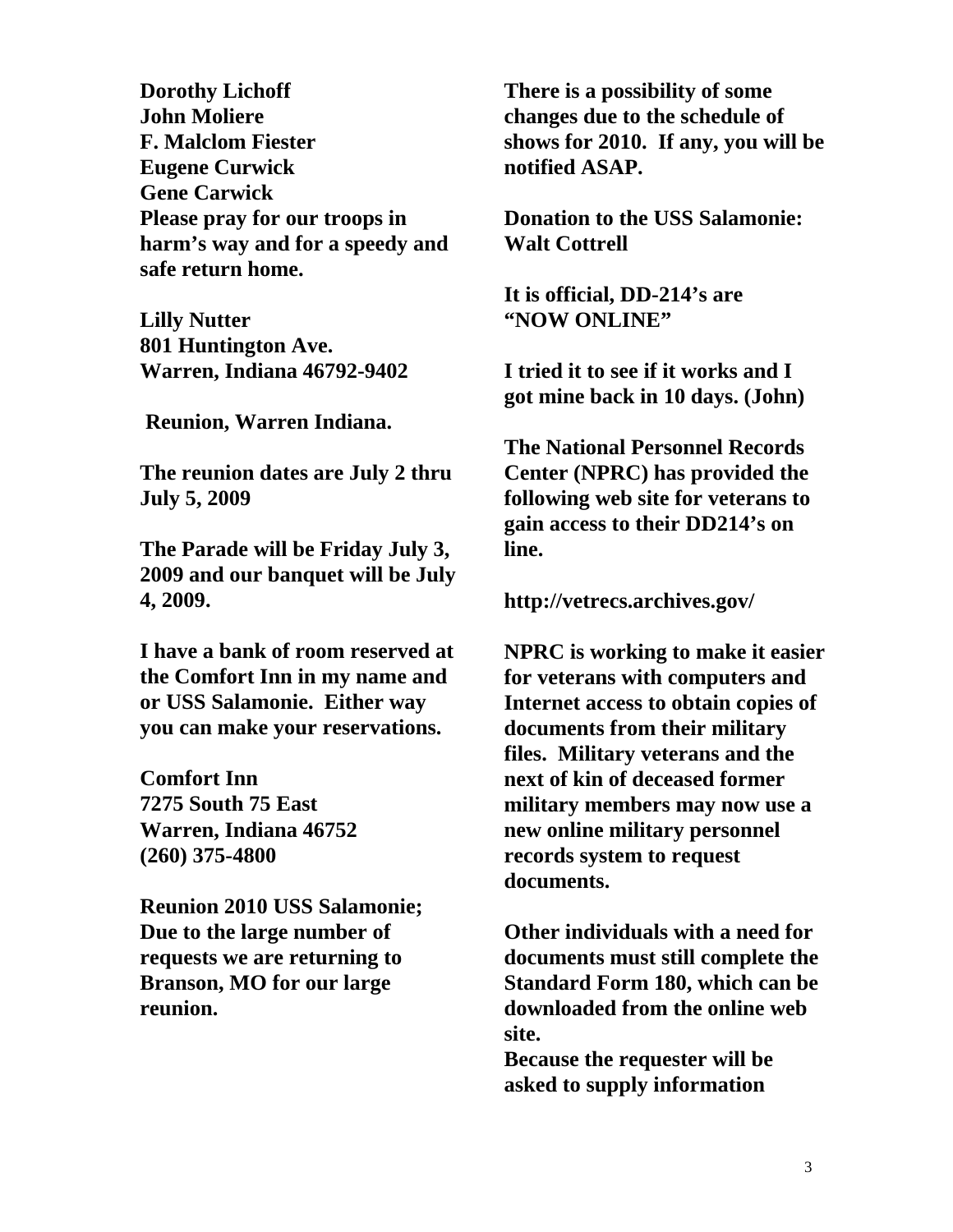**Dorothy Lichoff**
**John Moliere**
**F. Malclom Fiester**
**Eugene Curwick**
**Gene Carwick**
**Please pray for our troops in harm's way and for a speedy and safe return home.**

**Lilly Nutter**
**801 Huntington Ave.**
**Warren, Indiana 46792-9402**

**Reunion, Warren Indiana.**

**The reunion dates are July 2 thru July 5, 2009**

**The Parade will be Friday July 3, 2009 and our banquet will be July 4, 2009.**

**I have a bank of room reserved at the Comfort Inn in my name and or USS Salamonie. Either way you can make your reservations.**

**Comfort Inn**
**7275 South 75 East**
**Warren, Indiana 46752**
**(260) 375-4800**

**Reunion 2010 USS Salamonie; Due to the large number of requests we are returning to Branson, MO for our large reunion.**

**There is a possibility of some changes due to the schedule of shows for 2010. If any, you will be notified ASAP.**

**Donation to the USS Salamonie: Walt Cottrell**

**It is official, DD-214's are "NOW ONLINE"**

**I tried it to see if it works and I got mine back in 10 days. (John)**

**The National Personnel Records Center (NPRC) has provided the following web site for veterans to gain access to their DD214's on line.**

**http://vetrecs.archives.gov/**

**NPRC is working to make it easier for veterans with computers and Internet access to obtain copies of documents from their military files. Military veterans and the next of kin of deceased former military members may now use a new online military personnel records system to request documents.**

**Other individuals with a need for documents must still complete the Standard Form 180, which can be downloaded from the online web site.**
**Because the requester will be asked to supply information**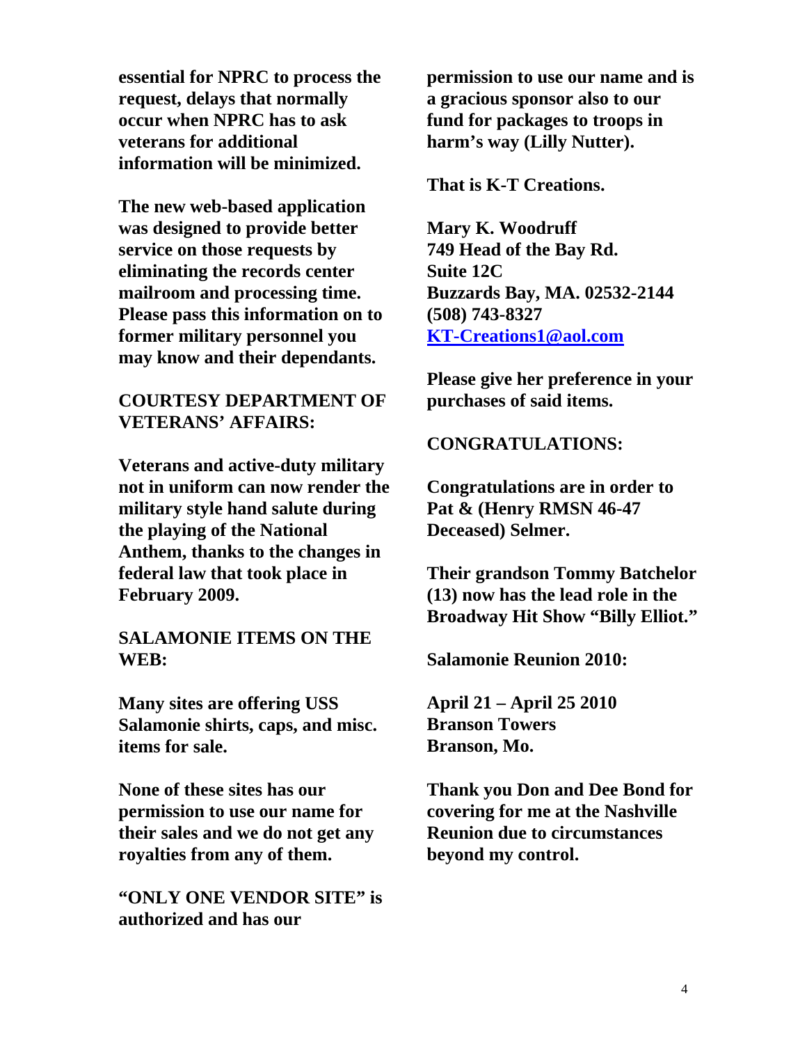**essential for NPRC to process the request, delays that normally occur when NPRC has to ask veterans for additional information will be minimized.**

**The new web-based application was designed to provide better service on those requests by eliminating the records center mailroom and processing time. Please pass this information on to former military personnel you may know and their dependants.**

**COURTESY DEPARTMENT OF VETERANS' AFFAIRS:**

**Veterans and active-duty military not in uniform can now render the military style hand salute during the playing of the National Anthem, thanks to the changes in federal law that took place in February 2009.**

**SALAMONIE ITEMS ON THE WEB:**

**Many sites are offering USS Salamonie shirts, caps, and misc. items for sale.**

**None of these sites has our permission to use our name for their sales and we do not get any royalties from any of them.**

**"ONLY ONE VENDOR SITE" is authorized and has our permission to use our name and is a gracious sponsor also to our fund for packages to troops in harm's way (Lilly Nutter).**

**That is K-T Creations.**

**Mary K. Woodruff**
**749 Head of the Bay Rd.**
**Suite 12C**
**Buzzards Bay, MA. 02532-2144**
**(508) 743-8327**
**KT-Creations1@aol.com**

**Please give her preference in your purchases of said items.**

**CONGRATULATIONS:**

**Congratulations are in order to Pat & (Henry RMSN 46-47 Deceased) Selmer.**

**Their grandson Tommy Batchelor (13) now has the lead role in the Broadway Hit Show "Billy Elliot."**

**Salamonie Reunion 2010:**

**April 21 – April 25 2010**
**Branson Towers**
**Branson, Mo.**

**Thank you Don and Dee Bond for covering for me at the Nashville Reunion due to circumstances beyond my control.**